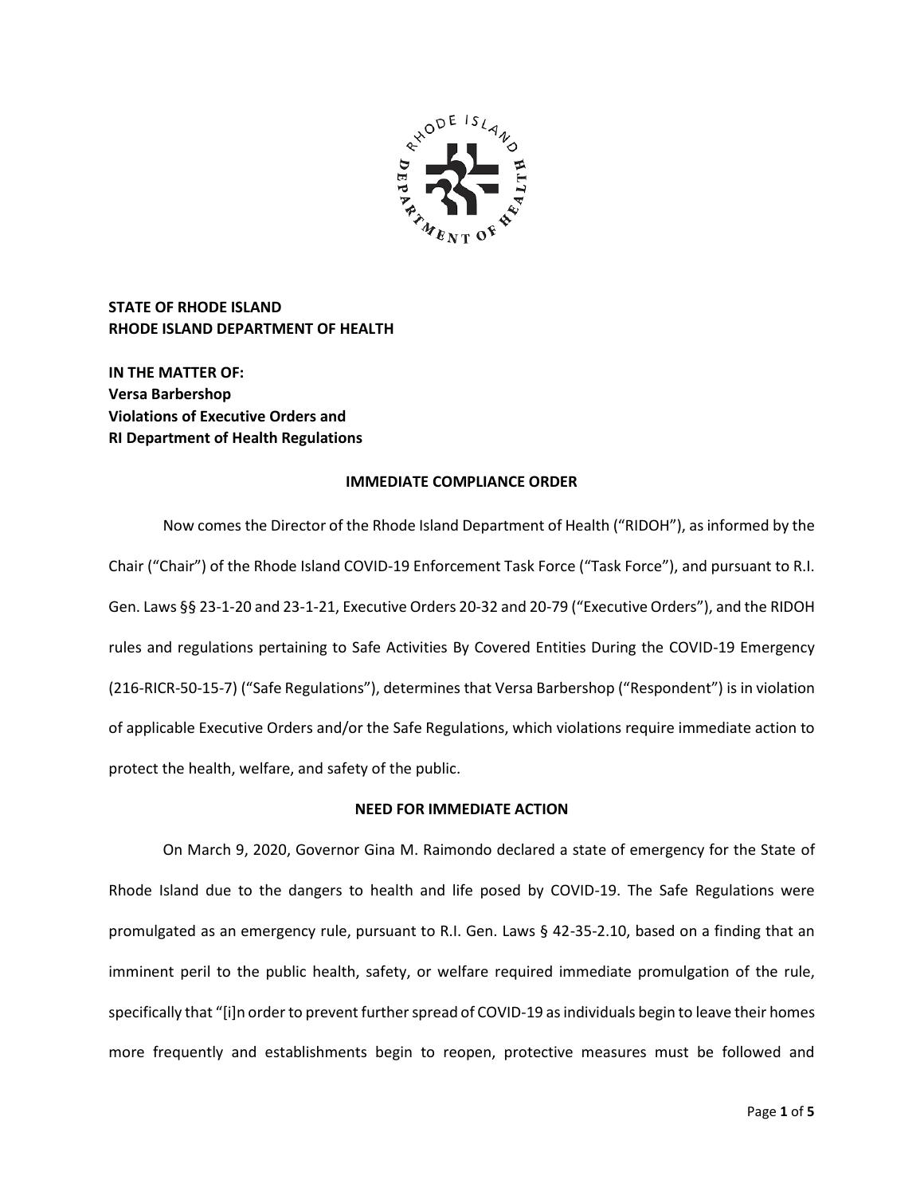**STATE OF RHODE ISLAND**
**RHODE ISLAND DEPARTMENT OF HEALTH**

**IN THE MATTER OF:**
**Versa Barbershop**
**Violations of Executive Orders and**
**RI Department of Health Regulations**

## IMMEDIATE COMPLIANCE ORDER

Now comes the Director of the Rhode Island Department of Health ("RIDOH"), as informed by the Chair ("Chair") of the Rhode Island COVID-19 Enforcement Task Force ("Task Force"), and pursuant to R.I. Gen. Laws §§ 23-1-20 and 23-1-21, Executive Orders 20-32 and 20-79 ("Executive Orders"), and the RIDOH rules and regulations pertaining to Safe Activities By Covered Entities During the COVID-19 Emergency (216-RICR-50-15-7) ("Safe Regulations"), determines that Versa Barbershop ("Respondent") is in violation of applicable Executive Orders and/or the Safe Regulations, which violations require immediate action to protect the health, welfare, and safety of the public.

## NEED FOR IMMEDIATE ACTION

On March 9, 2020, Governor Gina M. Raimondo declared a state of emergency for the State of Rhode Island due to the dangers to health and life posed by COVID-19. The Safe Regulations were promulgated as an emergency rule, pursuant to R.I. Gen. Laws § 42-35-2.10, based on a finding that an imminent peril to the public health, safety, or welfare required immediate promulgation of the rule, specifically that "[i]n order to prevent further spread of COVID-19 as individuals begin to leave their homes more frequently and establishments begin to reopen, protective measures must be followed and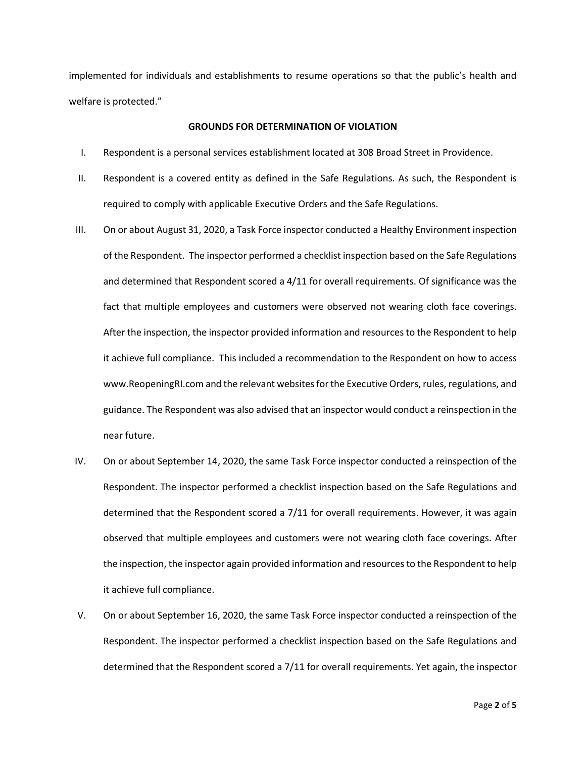implemented for individuals and establishments to resume operations so that the public's health and welfare is protected."

**GROUNDS FOR DETERMINATION OF VIOLATION**

I. Respondent is a personal services establishment located at 308 Broad Street in Providence.

II. Respondent is a covered entity as defined in the Safe Regulations. As such, the Respondent is required to comply with applicable Executive Orders and the Safe Regulations.

III. On or about August 31, 2020, a Task Force inspector conducted a Healthy Environment inspection of the Respondent. The inspector performed a checklist inspection based on the Safe Regulations and determined that Respondent scored a 4/11 for overall requirements. Of significance was the fact that multiple employees and customers were observed not wearing cloth face coverings. After the inspection, the inspector provided information and resources to the Respondent to help it achieve full compliance. This included a recommendation to the Respondent on how to access www.ReopeningRI.com and the relevant websites for the Executive Orders, rules, regulations, and guidance. The Respondent was also advised that an inspector would conduct a reinspection in the near future.

IV. On or about September 14, 2020, the same Task Force inspector conducted a reinspection of the Respondent. The inspector performed a checklist inspection based on the Safe Regulations and determined that the Respondent scored a 7/11 for overall requirements. However, it was again observed that multiple employees and customers were not wearing cloth face coverings. After the inspection, the inspector again provided information and resources to the Respondent to help it achieve full compliance.

V. On or about September 16, 2020, the same Task Force inspector conducted a reinspection of the Respondent. The inspector performed a checklist inspection based on the Safe Regulations and determined that the Respondent scored a 7/11 for overall requirements. Yet again, the inspector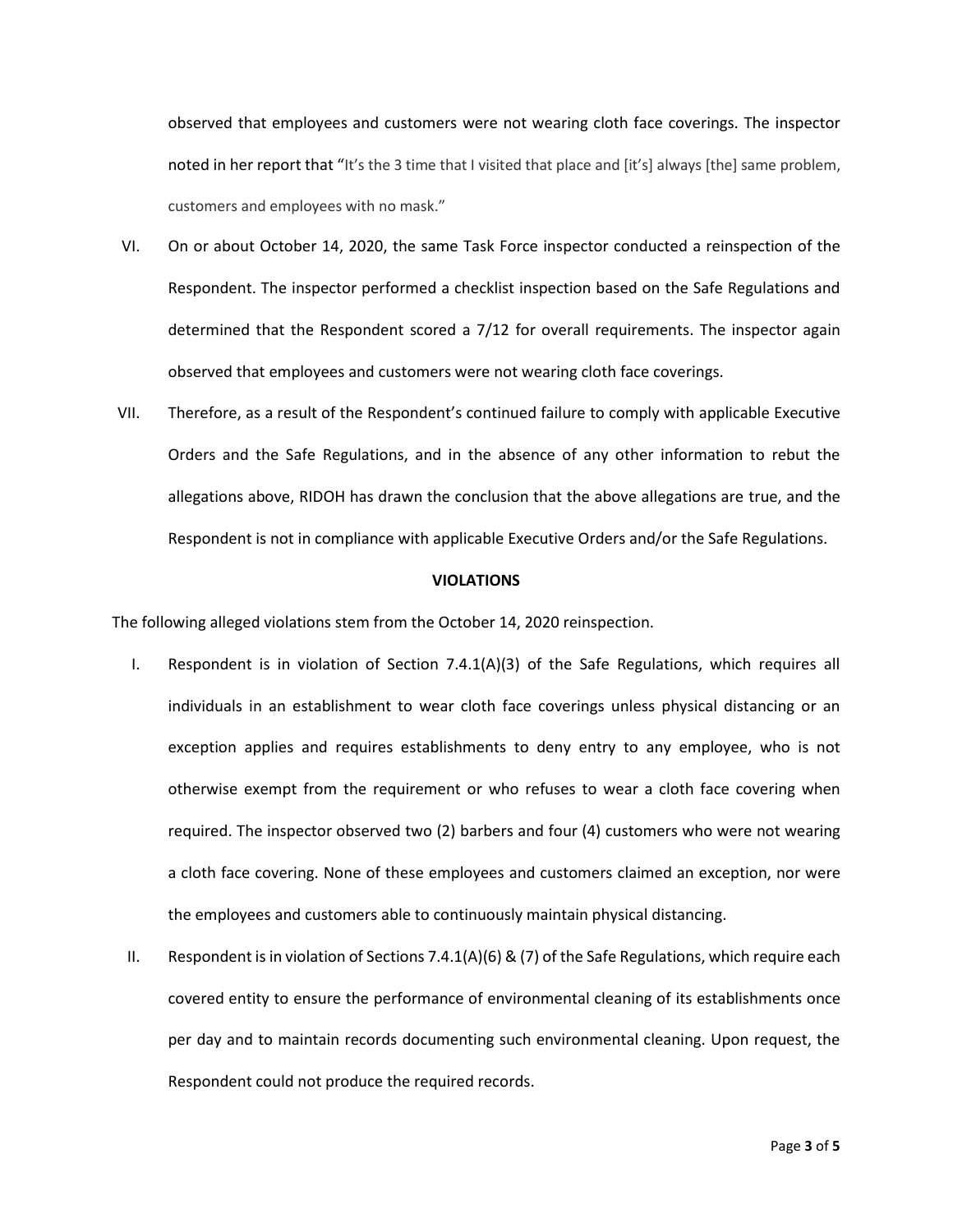observed that employees and customers were not wearing cloth face coverings. The inspector noted in her report that "It's the 3 time that I visited that place and [it's] always [the] same problem, customers and employees with no mask."

VI. On or about October 14, 2020, the same Task Force inspector conducted a reinspection of the Respondent. The inspector performed a checklist inspection based on the Safe Regulations and determined that the Respondent scored a 7/12 for overall requirements. The inspector again observed that employees and customers were not wearing cloth face coverings.

VII. Therefore, as a result of the Respondent's continued failure to comply with applicable Executive Orders and the Safe Regulations, and in the absence of any other information to rebut the allegations above, RIDOH has drawn the conclusion that the above allegations are true, and the Respondent is not in compliance with applicable Executive Orders and/or the Safe Regulations.

**VIOLATIONS**

The following alleged violations stem from the October 14, 2020 reinspection.

I. Respondent is in violation of Section 7.4.1(A)(3) of the Safe Regulations, which requires all individuals in an establishment to wear cloth face coverings unless physical distancing or an exception applies and requires establishments to deny entry to any employee, who is not otherwise exempt from the requirement or who refuses to wear a cloth face covering when required. The inspector observed two (2) barbers and four (4) customers who were not wearing a cloth face covering. None of these employees and customers claimed an exception, nor were the employees and customers able to continuously maintain physical distancing.

II. Respondent is in violation of Sections 7.4.1(A)(6) & (7) of the Safe Regulations, which require each covered entity to ensure the performance of environmental cleaning of its establishments once per day and to maintain records documenting such environmental cleaning. Upon request, the Respondent could not produce the required records.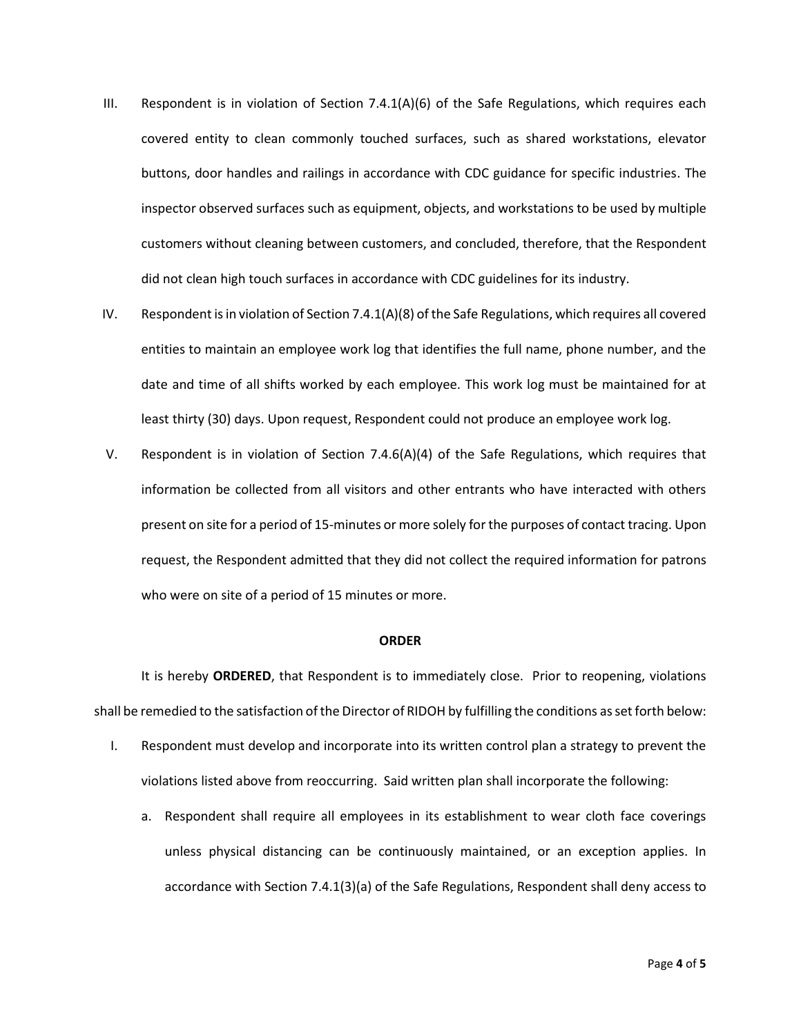III. Respondent is in violation of Section 7.4.1(A)(6) of the Safe Regulations, which requires each covered entity to clean commonly touched surfaces, such as shared workstations, elevator buttons, door handles and railings in accordance with CDC guidance for specific industries. The inspector observed surfaces such as equipment, objects, and workstations to be used by multiple customers without cleaning between customers, and concluded, therefore, that the Respondent did not clean high touch surfaces in accordance with CDC guidelines for its industry.

IV. Respondent is in violation of Section 7.4.1(A)(8) of the Safe Regulations, which requires all covered entities to maintain an employee work log that identifies the full name, phone number, and the date and time of all shifts worked by each employee. This work log must be maintained for at least thirty (30) days. Upon request, Respondent could not produce an employee work log.

V. Respondent is in violation of Section 7.4.6(A)(4) of the Safe Regulations, which requires that information be collected from all visitors and other entrants who have interacted with others present on site for a period of 15-minutes or more solely for the purposes of contact tracing. Upon request, the Respondent admitted that they did not collect the required information for patrons who were on site of a period of 15 minutes or more.

**ORDER**

It is hereby **ORDERED**, that Respondent is to immediately close. Prior to reopening, violations shall be remedied to the satisfaction of the Director of RIDOH by fulfilling the conditions as set forth below:

I. Respondent must develop and incorporate into its written control plan a strategy to prevent the violations listed above from reoccurring. Said written plan shall incorporate the following:

   a. Respondent shall require all employees in its establishment to wear cloth face coverings unless physical distancing can be continuously maintained, or an exception applies. In accordance with Section 7.4.1(3)(a) of the Safe Regulations, Respondent shall deny access to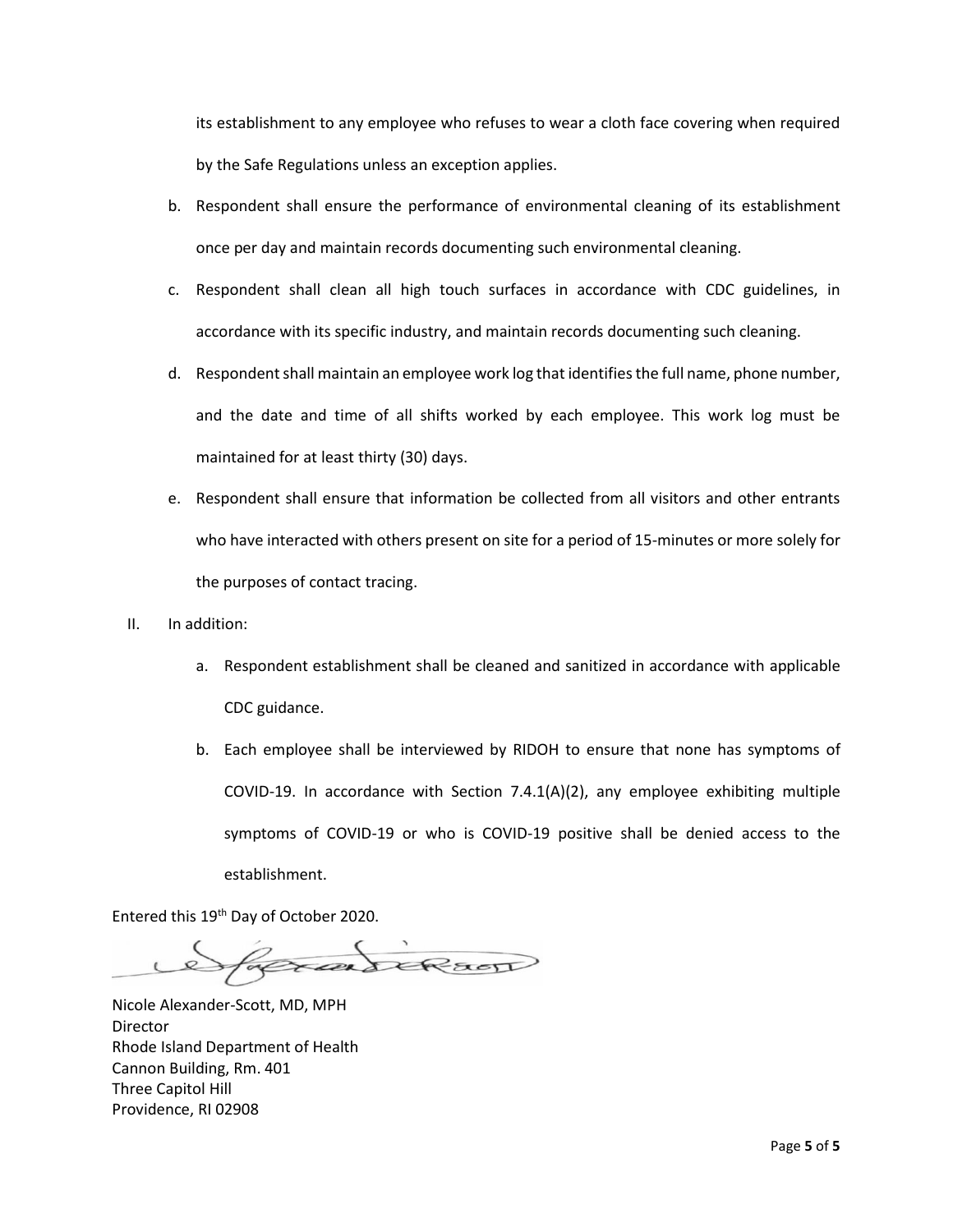its establishment to any employee who refuses to wear a cloth face covering when required by the Safe Regulations unless an exception applies.

b. Respondent shall ensure the performance of environmental cleaning of its establishment once per day and maintain records documenting such environmental cleaning.

c. Respondent shall clean all high touch surfaces in accordance with CDC guidelines, in accordance with its specific industry, and maintain records documenting such cleaning.

d. Respondent shall maintain an employee work log that identifies the full name, phone number, and the date and time of all shifts worked by each employee. This work log must be maintained for at least thirty (30) days.

e. Respondent shall ensure that information be collected from all visitors and other entrants who have interacted with others present on site for a period of 15-minutes or more solely for the purposes of contact tracing.

II. In addition:

a. Respondent establishment shall be cleaned and sanitized in accordance with applicable CDC guidance.

b. Each employee shall be interviewed by RIDOH to ensure that none has symptoms of COVID-19. In accordance with Section 7.4.1(A)(2), any employee exhibiting multiple symptoms of COVID-19 or who is COVID-19 positive shall be denied access to the establishment.

Entered this 19th Day of October 2020.

Nicole Alexander-Scott, MD, MPH
Director
Rhode Island Department of Health
Cannon Building, Rm. 401
Three Capitol Hill
Providence, RI 02908